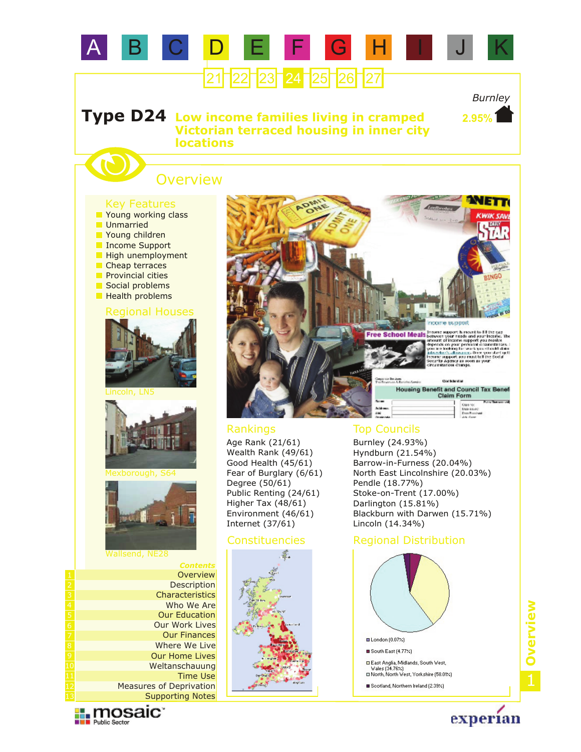A B C D E F G H I J K

21 22 23 24 25 26 27

*Burnley*

2.95%

# Type D24 Low income families living in cramped Victorian terraced housing in inner city locations

## Overview

### Key Features

- Young working class
- Unmarried
- Young children
- Income Support
- High unemployment
- Cheap terraces
- Provincial cities
- Social problems
- Health problems

### Regional Houses

Lincoln, LN5

Mexborough, S64

Wallsend, NE28

### Rankings

Age Rank (21/61)
Wealth Rank (49/61)
Good Health (45/61)
Fear of Burglary (6/61)
Degree (50/61)
Public Renting (24/61)
Higher Tax (48/61)
Environment (46/61)
Internet (37/61)

### Top Councils

Burnley (24.93%)
Hyndburn (21.54%)
Barrow-in-Furness (20.04%)
North East Lincolnshire (20.03%)
Pendle (18.77%)
Stoke-on-Trent (17.00%)
Darlington (15.81%)
Blackburn with Darwen (15.71%)
Lincoln (14.34%)

### Constituencies

### Regional Distribution

- London (0.07%)
- South East (4.77%)
- East Anglia, Midlands, South West, Wales (34.76%)
- North, North West, Yorkshire (58.01%)
- Scotland, Northern Ireland (2.39%)

### Contents

1. Overview
2. Description
3. Characteristics
4. Who We Are
5. Our Education
6. Our Work Lives
7. Our Finances
8. Where We Live
9. Our Home Lives
10. Weltanschauung
11. Time Use
12. Measures of Deprivation
13. Supporting Notes

mosaic Public Sector

experian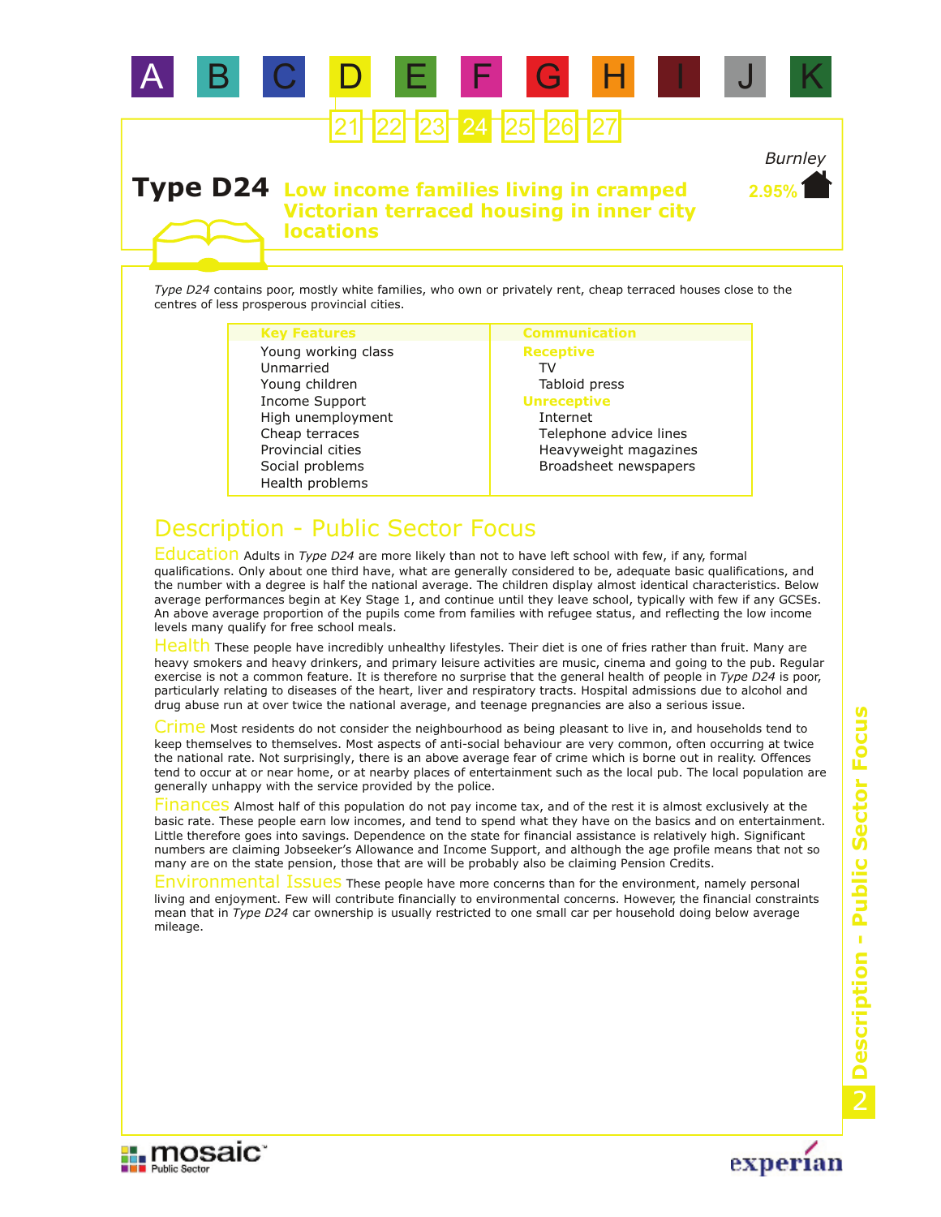# Type D24 Low income families living in cramped Victorian terraced housing in inner city locations

Burnley
2.95%

*Type D24* contains poor, mostly white families, who own or privately rent, cheap terraced houses close to the centres of less prosperous provincial cities.

| Key Features | Communication |
|---|---|
| Young working class | **Receptive** |
| Unmarried | TV |
| Young children | Tabloid press |
| Income Support | **Unreceptive** |
| High unemployment | Internet |
| Cheap terraces | Telephone advice lines |
| Provincial cities | Heavyweight magazines |
| Social problems | Broadsheet newspapers |
| Health problems | |

## Description - Public Sector Focus

**Education** Adults in *Type D24* are more likely than not to have left school with few, if any, formal qualifications. Only about one third have, what are generally considered to be, adequate basic qualifications, and the number with a degree is half the national average. The children display almost identical characteristics. Below average performances begin at Key Stage 1, and continue until they leave school, typically with few if any GCSEs. An above average proportion of the pupils come from families with refugee status, and reflecting the low income levels many qualify for free school meals.

**Health** These people have incredibly unhealthy lifestyles. Their diet is one of fries rather than fruit. Many are heavy smokers and heavy drinkers, and primary leisure activities are music, cinema and going to the pub. Regular exercise is not a common feature. It is therefore no surprise that the general health of people in *Type D24* is poor, particularly relating to diseases of the heart, liver and respiratory tracts. Hospital admissions due to alcohol and drug abuse run at over twice the national average, and teenage pregnancies are also a serious issue.

**Crime** Most residents do not consider the neighbourhood as being pleasant to live in, and households tend to keep themselves to themselves. Most aspects of anti-social behaviour are very common, often occurring at twice the national rate. Not surprisingly, there is an above average fear of crime which is borne out in reality. Offences tend to occur at or near home, or at nearby places of entertainment such as the local pub. The local population are generally unhappy with the service provided by the police.

**Finances** Almost half of this population do not pay income tax, and of the rest it is almost exclusively at the basic rate. These people earn low incomes, and tend to spend what they have on the basics and on entertainment. Little therefore goes into savings. Dependence on the state for financial assistance is relatively high. Significant numbers are claiming Jobseeker's Allowance and Income Support, and although the age profile means that not so many are on the state pension, those that are will be probably also be claiming Pension Credits.

**Environmental Issues** These people have more concerns than for the environment, namely personal living and enjoyment. Few will contribute financially to environmental concerns. However, the financial constraints mean that in *Type D24* car ownership is usually restricted to one small car per household doing below average mileage.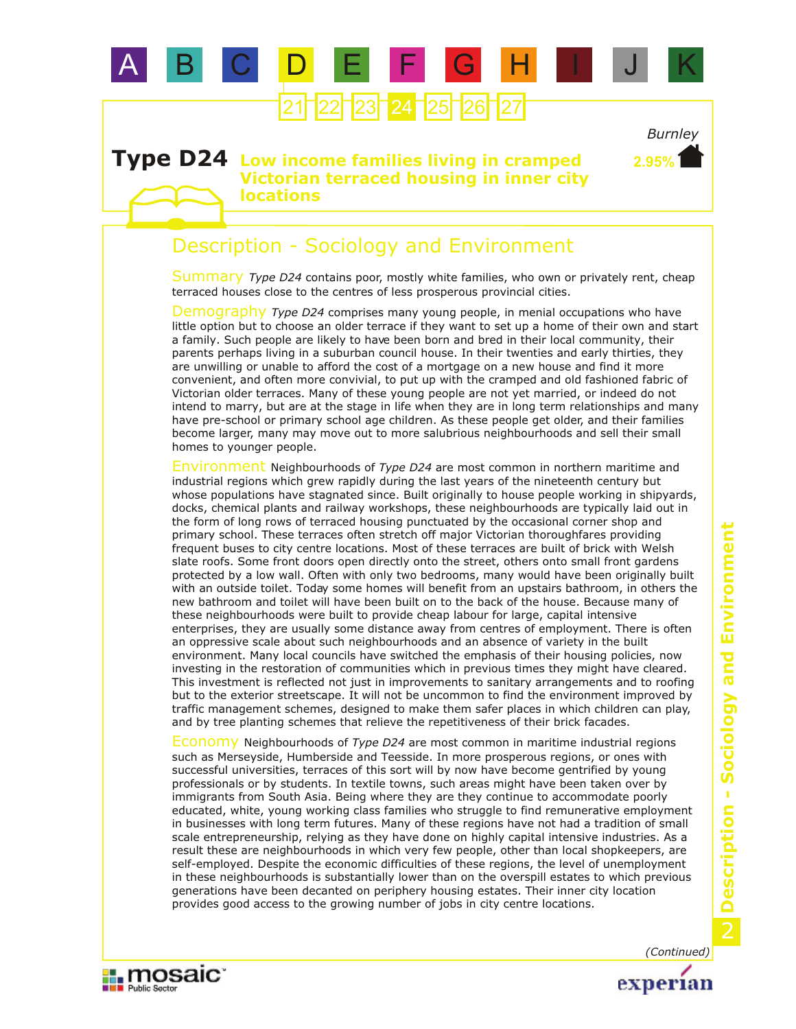# Type D24 Low income families living in cramped Victorian terraced housing in inner city locations

Burnley
2.95%

## Description - Sociology and Environment

**Summary** *Type D24* contains poor, mostly white families, who own or privately rent, cheap terraced houses close to the centres of less prosperous provincial cities.

**Demography** *Type D24* comprises many young people, in menial occupations who have little option but to choose an older terrace if they want to set up a home of their own and start a family. Such people are likely to have been born and bred in their local community, their parents perhaps living in a suburban council house. In their twenties and early thirties, they are unwilling or unable to afford the cost of a mortgage on a new house and find it more convenient, and often more convivial, to put up with the cramped and old fashioned fabric of Victorian older terraces. Many of these young people are not yet married, or indeed do not intend to marry, but are at the stage in life when they are in long term relationships and many have pre-school or primary school age children. As these people get older, and their families become larger, many may move out to more salubrious neighbourhoods and sell their small homes to younger people.

**Environment** Neighbourhoods of *Type D24* are most common in northern maritime and industrial regions which grew rapidly during the last years of the nineteenth century but whose populations have stagnated since. Built originally to house people working in shipyards, docks, chemical plants and railway workshops, these neighbourhoods are typically laid out in the form of long rows of terraced housing punctuated by the occasional corner shop and primary school. These terraces often stretch off major Victorian thoroughfares providing frequent buses to city centre locations. Most of these terraces are built of brick with Welsh slate roofs. Some front doors open directly onto the street, others onto small front gardens protected by a low wall. Often with only two bedrooms, many would have been originally built with an outside toilet. Today some homes will benefit from an upstairs bathroom, in others the new bathroom and toilet will have been built on to the back of the house. Because many of these neighbourhoods were built to provide cheap labour for large, capital intensive enterprises, they are usually some distance away from centres of employment. There is often an oppressive scale about such neighbourhoods and an absence of variety in the built environment. Many local councils have switched the emphasis of their housing policies, now investing in the restoration of communities which in previous times they might have cleared. This investment is reflected not just in improvements to sanitary arrangements and to roofing but to the exterior streetscape. It will not be uncommon to find the environment improved by traffic management schemes, designed to make them safer places in which children can play, and by tree planting schemes that relieve the repetitiveness of their brick facades.

**Economy** Neighbourhoods of *Type D24* are most common in maritime industrial regions such as Merseyside, Humberside and Teesside. In more prosperous regions, or ones with successful universities, terraces of this sort will by now have become gentrified by young professionals or by students. In textile towns, such areas might have been taken over by immigrants from South Asia. Being where they are they continue to accommodate poorly educated, white, young working class families who struggle to find remunerative employment in businesses with long term futures. Many of these regions have not had a tradition of small scale entrepreneurship, relying as they have done on highly capital intensive industries. As a result these are neighbourhoods in which very few people, other than local shopkeepers, are self-employed. Despite the economic difficulties of these regions, the level of unemployment in these neighbourhoods is substantially lower than on the overspill estates to which previous generations have been decanted on periphery housing estates. Their inner city location provides good access to the growing number of jobs in city centre locations.

*(Continued)*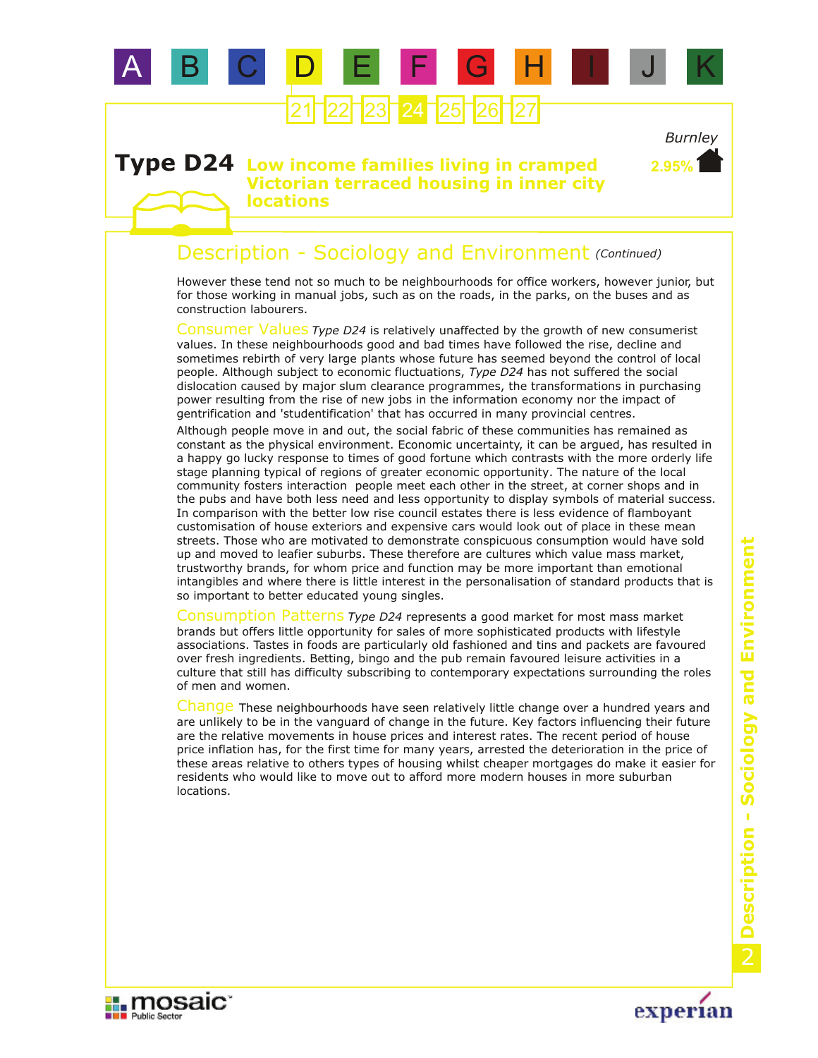# Type D24 Low income families living in cramped Victorian terraced housing in inner city locations

Burnley 2.95%

## Description - Sociology and Environment *(Continued)*

However these tend not so much to be neighbourhoods for office workers, however junior, but for those working in manual jobs, such as on the roads, in the parks, on the buses and as construction labourers.

**Consumer Values** *Type D24* is relatively unaffected by the growth of new consumerist values. In these neighbourhoods good and bad times have followed the rise, decline and sometimes rebirth of very large plants whose future has seemed beyond the control of local people. Although subject to economic fluctuations, *Type D24* has not suffered the social dislocation caused by major slum clearance programmes, the transformations in purchasing power resulting from the rise of new jobs in the information economy nor the impact of gentrification and 'studentification' that has occurred in many provincial centres.

Although people move in and out, the social fabric of these communities has remained as constant as the physical environment. Economic uncertainty, it can be argued, has resulted in a happy go lucky response to times of good fortune which contrasts with the more orderly life stage planning typical of regions of greater economic opportunity. The nature of the local community fosters interaction people meet each other in the street, at corner shops and in the pubs and have both less need and less opportunity to display symbols of material success. In comparison with the better low rise council estates there is less evidence of flamboyant customisation of house exteriors and expensive cars would look out of place in these mean streets. Those who are motivated to demonstrate conspicuous consumption would have sold up and moved to leafier suburbs. These therefore are cultures which value mass market, trustworthy brands, for whom price and function may be more important than emotional intangibles and where there is little interest in the personalisation of standard products that is so important to better educated young singles.

**Consumption Patterns** *Type D24* represents a good market for most mass market brands but offers little opportunity for sales of more sophisticated products with lifestyle associations. Tastes in foods are particularly old fashioned and tins and packets are favoured over fresh ingredients. Betting, bingo and the pub remain favoured leisure activities in a culture that still has difficulty subscribing to contemporary expectations surrounding the roles of men and women.

**Change** These neighbourhoods have seen relatively little change over a hundred years and are unlikely to be in the vanguard of change in the future. Key factors influencing their future are the relative movements in house prices and interest rates. The recent period of house price inflation has, for the first time for many years, arrested the deterioration in the price of these areas relative to others types of housing whilst cheaper mortgages do make it easier for residents who would like to move out to afford more modern houses in more suburban locations.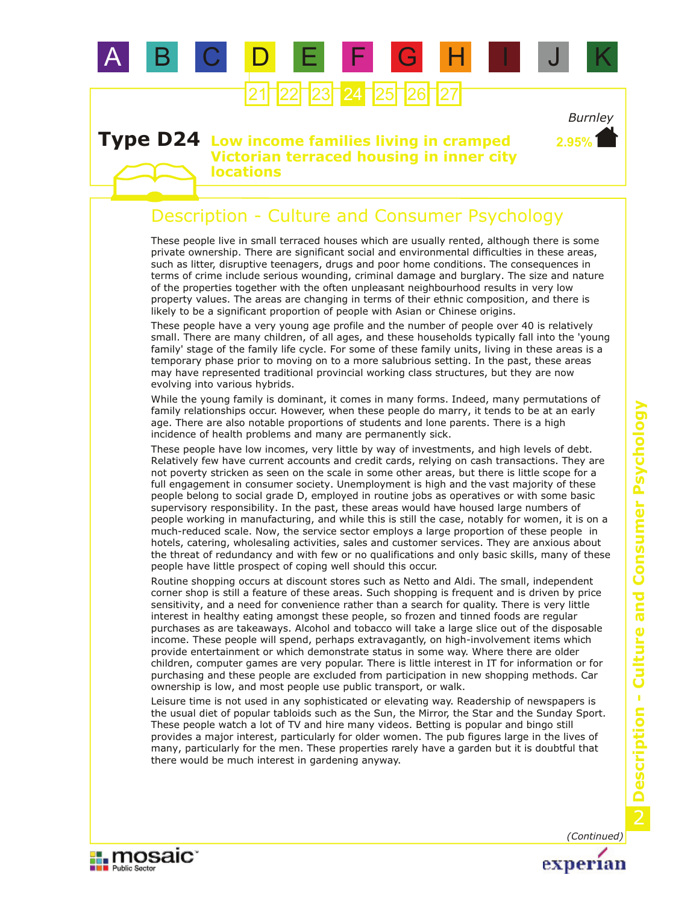# Type D24 Low income families living in cramped Victorian terraced housing in inner city locations

Burnley

2.95%

## Description - Culture and Consumer Psychology

These people live in small terraced houses which are usually rented, although there is some private ownership. There are significant social and environmental difficulties in these areas, such as litter, disruptive teenagers, drugs and poor home conditions. The consequences in terms of crime include serious wounding, criminal damage and burglary. The size and nature of the properties together with the often unpleasant neighbourhood results in very low property values. The areas are changing in terms of their ethnic composition, and there is likely to be a significant proportion of people with Asian or Chinese origins.

These people have a very young age profile and the number of people over 40 is relatively small. There are many children, of all ages, and these households typically fall into the 'young family' stage of the family life cycle. For some of these family units, living in these areas is a temporary phase prior to moving on to a more salubrious setting. In the past, these areas may have represented traditional provincial working class structures, but they are now evolving into various hybrids.

While the young family is dominant, it comes in many forms. Indeed, many permutations of family relationships occur. However, when these people do marry, it tends to be at an early age. There are also notable proportions of students and lone parents. There is a high incidence of health problems and many are permanently sick.

These people have low incomes, very little by way of investments, and high levels of debt. Relatively few have current accounts and credit cards, relying on cash transactions. They are not poverty stricken as seen on the scale in some other areas, but there is little scope for a full engagement in consumer society. Unemployment is high and the vast majority of these people belong to social grade D, employed in routine jobs as operatives or with some basic supervisory responsibility. In the past, these areas would have housed large numbers of people working in manufacturing, and while this is still the case, notably for women, it is on a much-reduced scale. Now, the service sector employs a large proportion of these people in hotels, catering, wholesaling activities, sales and customer services. They are anxious about the threat of redundancy and with few or no qualifications and only basic skills, many of these people have little prospect of coping well should this occur.

Routine shopping occurs at discount stores such as Netto and Aldi. The small, independent corner shop is still a feature of these areas. Such shopping is frequent and is driven by price sensitivity, and a need for convenience rather than a search for quality. There is very little interest in healthy eating amongst these people, so frozen and tinned foods are regular purchases as are takeaways. Alcohol and tobacco will take a large slice out of the disposable income. These people will spend, perhaps extravagantly, on high-involvement items which provide entertainment or which demonstrate status in some way. Where there are older children, computer games are very popular. There is little interest in IT for information or for purchasing and these people are excluded from participation in new shopping methods. Car ownership is low, and most people use public transport, or walk.

Leisure time is not used in any sophisticated or elevating way. Readership of newspapers is the usual diet of popular tabloids such as the Sun, the Mirror, the Star and the Sunday Sport. These people watch a lot of TV and hire many videos. Betting is popular and bingo still provides a major interest, particularly for older women. The pub figures large in the lives of many, particularly for the men. These properties rarely have a garden but it is doubtful that there would be much interest in gardening anyway.

*(Continued)*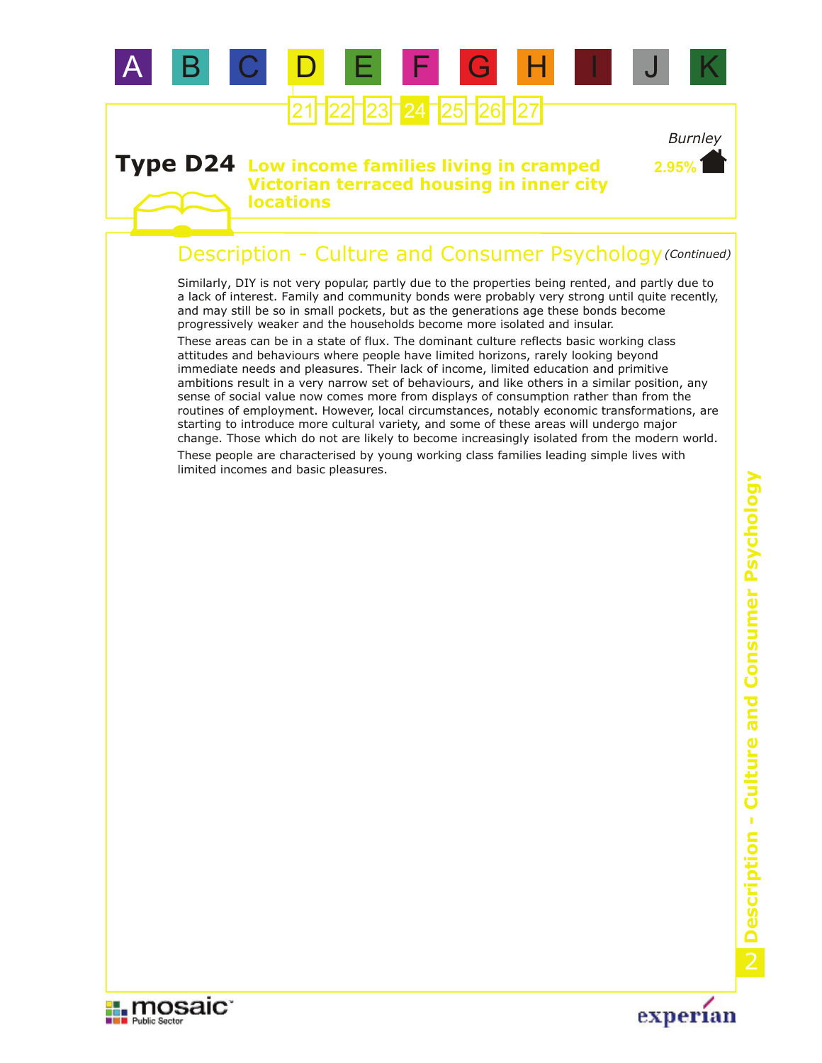# Type D24 Low income families living in cramped Victorian terraced housing in inner city locations

*Burnley*

2.95%

## Description - Culture and Consumer Psychology *(Continued)*

Similarly, DIY is not very popular, partly due to the properties being rented, and partly due to a lack of interest. Family and community bonds were probably very strong until quite recently, and may still be so in small pockets, but as the generations age these bonds become progressively weaker and the households become more isolated and insular.

These areas can be in a state of flux. The dominant culture reflects basic working class attitudes and behaviours where people have limited horizons, rarely looking beyond immediate needs and pleasures. Their lack of income, limited education and primitive ambitions result in a very narrow set of behaviours, and like others in a similar position, any sense of social value now comes more from displays of consumption rather than from the routines of employment. However, local circumstances, notably economic transformations, are starting to introduce more cultural variety, and some of these areas will undergo major change. Those which do not are likely to become increasingly isolated from the modern world.

These people are characterised by young working class families leading simple lives with limited incomes and basic pleasures.